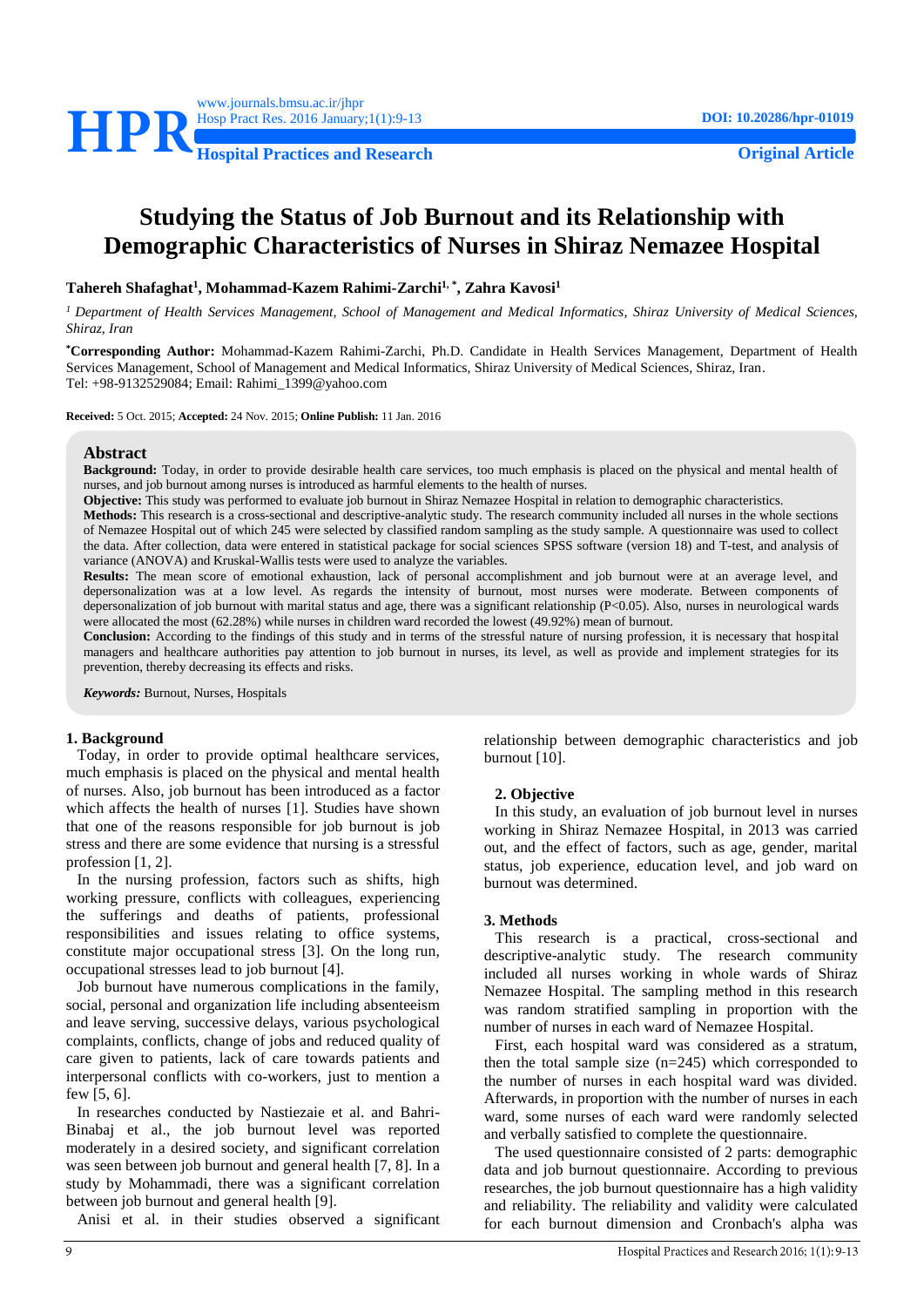Original Article

# Studying the Status of Job Burnout and its Relationship with Demographic Characteristics of Nurses in Shiraz Nemazee Hospital

**Tahereh Shafaghat[1], Mohammad-Kazem Rahimi-Zarchi[1,*], Zahra Kavosi[1]**

*[1] Department of Health Services Management, School of Management and Medical Informatics, Shiraz University of Medical Sciences, Shiraz, Iran*

**[*]Corresponding Author:** Mohammad-Kazem Rahimi-Zarchi, Ph.D. Candidate in Health Services Management, Department of Health Services Management, School of Management and Medical Informatics, Shiraz University of Medical Sciences, Shiraz, Iran. Tel: +98-9132529084; Email: Rahimi_1399@yahoo.com

**Received:** 5 Oct. 2015; **Accepted:** 24 Nov. 2015; **Online Publish:** 11 Jan. 2016

## Abstract

**Background:** Today, in order to provide desirable health care services, too much emphasis is placed on the physical and mental health of nurses, and job burnout among nurses is introduced as harmful elements to the health of nurses.

**Objective:** This study was performed to evaluate job burnout in Shiraz Nemazee Hospital in relation to demographic characteristics.

**Methods:** This research is a cross-sectional and descriptive-analytic study. The research community included all nurses in the whole sections of Nemazee Hospital out of which 245 were selected by classified random sampling as the study sample. A questionnaire was used to collect the data. After collection, data were entered in statistical package for social sciences SPSS software (version 18) and T-test, and analysis of variance (ANOVA) and Kruskal-Wallis tests were used to analyze the variables.

**Results:** The mean score of emotional exhaustion, lack of personal accomplishment and job burnout were at an average level, and depersonalization was at a low level. As regards the intensity of burnout, most nurses were moderate. Between components of depersonalization of job burnout with marital status and age, there was a significant relationship ($P<0.05$). Also, nurses in neurological wards were allocated the most (62.28%) while nurses in children ward recorded the lowest (49.92%) mean of burnout.

**Conclusion:** According to the findings of this study and in terms of the stressful nature of nursing profession, it is necessary that hospital managers and healthcare authorities pay attention to job burnout in nurses, its level, as well as provide and implement strategies for its prevention, thereby decreasing its effects and risks.

***Keywords:*** Burnout, Nurses, Hospitals

## 1. Background

Today, in order to provide optimal healthcare services, much emphasis is placed on the physical and mental health of nurses. Also, job burnout has been introduced as a factor which affects the health of nurses [1]. Studies have shown that one of the reasons responsible for job burnout is job stress and there are some evidence that nursing is a stressful profession [1, 2].

In the nursing profession, factors such as shifts, high working pressure, conflicts with colleagues, experiencing the sufferings and deaths of patients, professional responsibilities and issues relating to office systems, constitute major occupational stress [3]. On the long run, occupational stresses lead to job burnout [4].

Job burnout have numerous complications in the family, social, personal and organization life including absenteeism and leave serving, successive delays, various psychological complaints, conflicts, change of jobs and reduced quality of care given to patients, lack of care towards patients and interpersonal conflicts with co-workers, just to mention a few [5, 6].

In researches conducted by Nastiezaie et al. and Bahri-Binabaj et al., the job burnout level was reported moderately in a desired society, and significant correlation was seen between job burnout and general health [7, 8]. In a study by Mohammadi, there was a significant correlation between job burnout and general health [9].

Anisi et al. in their studies observed a significant relationship between demographic characteristics and job burnout [10].

## 2. Objective

In this study, an evaluation of job burnout level in nurses working in Shiraz Nemazee Hospital, in 2013 was carried out, and the effect of factors, such as age, gender, marital status, job experience, education level, and job ward on burnout was determined.

## 3. Methods

This research is a practical, cross-sectional and descriptive-analytic study. The research community included all nurses working in whole wards of Shiraz Nemazee Hospital. The sampling method in this research was random stratified sampling in proportion with the number of nurses in each ward of Nemazee Hospital.

First, each hospital ward was considered as a stratum, then the total sample size (n=245) which corresponded to the number of nurses in each hospital ward was divided. Afterwards, in proportion with the number of nurses in each ward, some nurses of each ward were randomly selected and verbally satisfied to complete the questionnaire.

The used questionnaire consisted of 2 parts: demographic data and job burnout questionnaire. According to previous researches, the job burnout questionnaire has a high validity and reliability. The reliability and validity were calculated for each burnout dimension and Cronbach's alpha was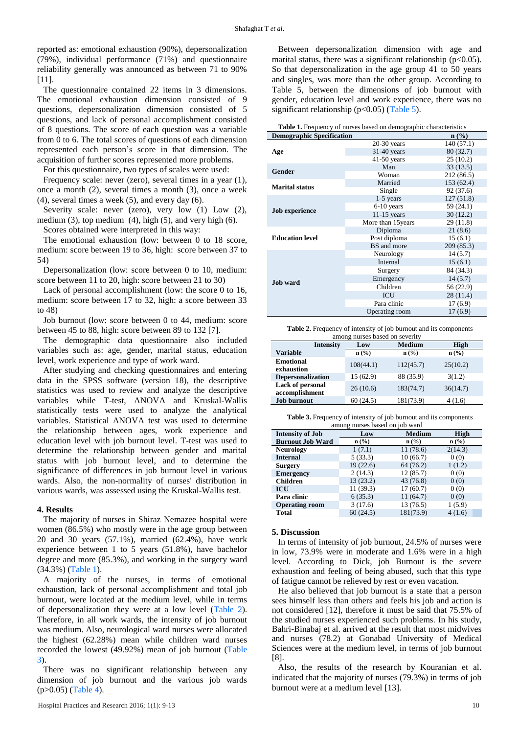reported as: emotional exhaustion (90%), depersonalization (79%), individual performance (71%) and questionnaire reliability generally was announced as between 71 to 90% [11].

The questionnaire contained 22 items in 3 dimensions. The emotional exhaustion dimension consisted of 9 questions, depersonalization dimension consisted of 5 questions, and lack of personal accomplishment consisted of 8 questions. The score of each question was a variable from 0 to 6. The total scores of questions of each dimension represented each person's score in that dimension. The acquisition of further scores represented more problems.

For this questionnaire, two types of scales were used:

Frequency scale: never (zero), several times in a year (1), once a month (2), several times a month (3), once a week (4), several times a week (5), and every day (6).

Severity scale: never (zero), very low (1) Low (2), medium (3), top medium (4), high (5), and very high (6).

Scores obtained were interpreted in this way:

The emotional exhaustion (low: between 0 to 18 score, medium: score between 19 to 36, high: score between 37 to 54)

Depersonalization (low: score between 0 to 10, medium: score between 11 to 20, high: score between 21 to 30)

Lack of personal accomplishment (low: the score 0 to 16, medium: score between 17 to 32, high: a score between 33 to 48)

Job burnout (low: score between 0 to 44, medium: score between 45 to 88, high: score between 89 to 132 [7].

The demographic data questionnaire also included variables such as: age, gender, marital status, education level, work experience and type of work ward.

After studying and checking questionnaires and entering data in the SPSS software (version 18), the descriptive statistics was used to review and analyze the descriptive variables while T-test, ANOVA and Kruskal-Wallis statistically tests were used to analyze the analytical variables. Statistical ANOVA test was used to determine the relationship between ages, work experience and education level with job burnout level. T-test was used to determine the relationship between gender and marital status with job burnout level, and to determine the significance of differences in job burnout level in various wards. Also, the non-normality of nurses' distribution in various wards, was assessed using the Kruskal-Wallis test.

## 4. Results

The majority of nurses in Shiraz Nemazee hospital were women (86.5%) who mostly were in the age group between 20 and 30 years (57.1%), married (62.4%), have work experience between 1 to 5 years (51.8%), have bachelor degree and more (85.3%), and working in the surgery ward (34.3%) (Table 1).

A majority of the nurses, in terms of emotional exhaustion, lack of personal accomplishment and total job burnout, were located at the medium level, while in terms of depersonalization they were at a low level (Table 2). Therefore, in all work wards, the intensity of job burnout was medium. Also, neurological ward nurses were allocated the highest (62.28%) mean while children ward nurses recorded the lowest (49.92%) mean of job burnout (Table 3).

There was no significant relationship between any dimension of job burnout and the various job wards (p>0.05) (Table 4).

Between depersonalization dimension with age and marital status, there was a significant relationship ($p<0.05$). So that depersonalization in the age group 41 to 50 years and singles, was more than the other group. According to Table 5, between the dimensions of job burnout with gender, education level and work experience, there was no significant relationship ($p<0.05$) (Table 5).

**Table 1.** Frequency of nurses based on demographic characteristics

| Demographic Specification | | n (%) |
|---|---|---|
| Age | 20-30 years | 140 (57.1) |
| | 31-40 years | 80 (32.7) |
| | 41-50 years | 25 (10.2) |
| Gender | Man | 33 (13.5) |
| | Woman | 212 (86.5) |
| Marital status | Married | 153 (62.4) |
| | Single | 92 (37.6) |
| Job experience | 1-5 years | 127 (51.8) |
| | 6-10 years | 59 (24.1) |
| | 11-15 years | 30 (12.2) |
| | More than 15years | 29 (11.8) |
| Education level | Diploma | 21 (8.6) |
| | Post diploma | 15 (6.1) |
| | BS and more | 209 (85.3) |
| Job ward | Neurology | 14 (5.7) |
| | Internal | 15 (6.1) |
| | Surgery | 84 (34.3) |
| | Emergency | 14 (5.7) |
| | Children | 56 (22.9) |
| | ICU | 28 (11.4) |
| | Para clinic | 17 (6.9) |
| | Operating room | 17 (6.9) |

**Table 2.** Frequency of intensity of job burnout and its components among nurses based on severity

| Intensity / Variable | Low n (%) | Medium n (%) | High n (%) |
|---|---|---|---|
| **Emotional exhaustion** | 108(44.1) | 112(45.7) | 25(10.2) |
| **Depersonalization** | 15 (62.9) | 88 (35.9) | 3(1.2) |
| **Lack of personal accomplishment** | 26 (10.6) | 183(74.7) | 36(14.7) |
| **Job burnout** | 60 (24.5) | 181(73.9) | 4 (1.6) |

**Table 3.** Frequency of intensity of job burnout and its components among nurses based on job ward

| Intensity of Job Burnout Job Ward | Low n (%) | Medium n (%) | High n (%) |
|---|---|---|---|
| **Neurology** | 1 (7.1) | 11 (78.6) | 2(14.3) |
| **Internal** | 5 (33.3) | 10 (66.7) | 0 (0) |
| **Surgery** | 19 (22.6) | 64 (76.2) | 1 (1.2) |
| **Emergency** | 2 (14.3) | 12 (85.7) | 0 (0) |
| **Children** | 13 (23.2) | 43 (76.8) | 0 (0) |
| **ICU** | 11 (39.3) | 17 (60.7) | 0 (0) |
| **Para clinic** | 6 (35.3) | 11 (64.7) | 0 (0) |
| **Operating room** | 3 (17.6) | 13 (76.5) | 1 (5.9) |
| **Total** | 60 (24.5) | 181(73.9) | 4 (1.6) |

## 5. Discussion

In terms of intensity of job burnout, 24.5% of nurses were in low, 73.9% were in moderate and 1.6% were in a high level. According to Dick, job Burnout is the severe exhaustion and feeling of being abused, such that this type of fatigue cannot be relieved by rest or even vacation.

He also believed that job burnout is a state that a person sees himself less than others and feels his job and action is not considered [12], therefore it must be said that 75.5% of the studied nurses experienced such problems. In his study, Bahri-Binabaj et al. arrived at the result that most midwives and nurses (78.2) at Gonabad University of Medical Sciences were at the medium level, in terms of job burnout [8].

Also, the results of the research by Kouranian et al. indicated that the majority of nurses (79.3%) in terms of job burnout were at a medium level [13].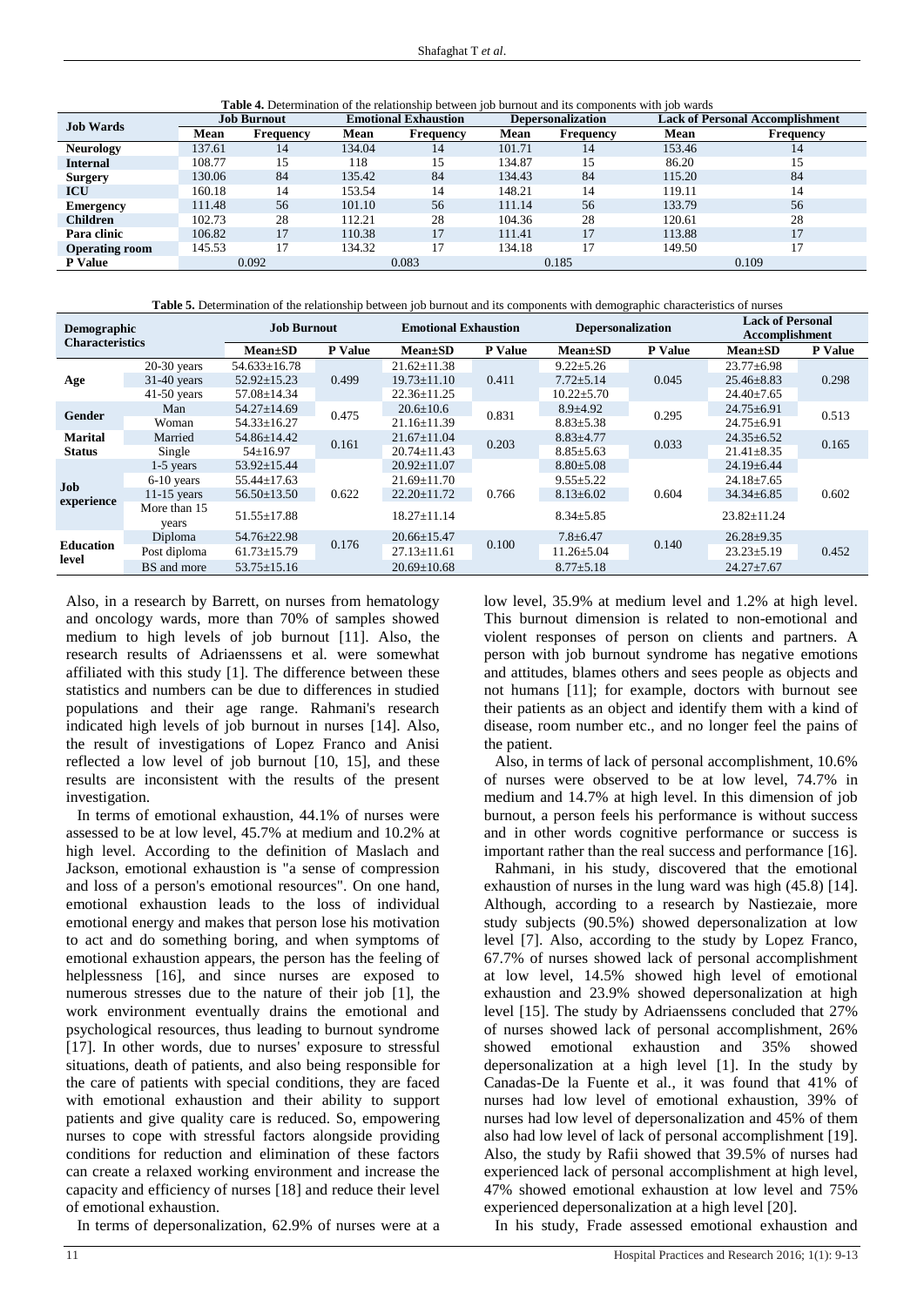**Table 4.** Determination of the relationship between job burnout and its components with job wards

| Job Wards | Job Burnout | | Emotional Exhaustion | | Depersonalization | | Lack of Personal Accomplishment | |
|---|---|---|---|---|---|---|---|---|
| | Mean | Frequency | Mean | Frequency | Mean | Frequency | Mean | Frequency |
| **Neurology** | 137.61 | 14 | 134.04 | 14 | 101.71 | 14 | 153.46 | 14 |
| **Internal** | 108.77 | 15 | 118 | 15 | 134.87 | 15 | 86.20 | 15 |
| **Surgery** | 130.06 | 84 | 135.42 | 84 | 134.43 | 84 | 115.20 | 84 |
| **ICU** | 160.18 | 14 | 153.54 | 14 | 148.21 | 14 | 119.11 | 14 |
| **Emergency** | 111.48 | 56 | 101.10 | 56 | 111.14 | 56 | 133.79 | 56 |
| **Children** | 102.73 | 28 | 112.21 | 28 | 104.36 | 28 | 120.61 | 28 |
| **Para clinic** | 106.82 | 17 | 110.38 | 17 | 111.41 | 17 | 113.88 | 17 |
| **Operating room** | 145.53 | 17 | 134.32 | 17 | 134.18 | 17 | 149.50 | 17 |
| **P Value** | 0.092 | | 0.083 | | 0.185 | | 0.109 | |

**Table 5.** Determination of the relationship between job burnout and its components with demographic characteristics of nurses

| Demographic Characteristics | | Job Burnout | | Emotional Exhaustion | | Depersonalization | | Lack of Personal Accomplishment | |
|---|---|---|---|---|---|---|---|---|---|
| | | Mean±SD | P Value | Mean±SD | P Value | Mean±SD | P Value | Mean±SD | P Value |
| **Age** | 20-30 years | 54.633±16.78 | 0.499 | 21.62±11.38 | 0.411 | 9.22±5.26 | 0.045 | 23.77±6.98 | 0.298 |
| | 31-40 years | 52.92±15.23 | | 19.73±11.10 | | 7.72±5.14 | | 25.46±8.83 | |
| | 41-50 years | 57.08±14.34 | | 22.36±11.25 | | 10.22±5.70 | | 24.40±7.65 | |
| **Gender** | Man | 54.27±14.69 | 0.475 | 20.6±10.6 | 0.831 | 8.9±4.92 | 0.295 | 24.75±6.91 | 0.513 |
| | Woman | 54.33±16.27 | | 21.16±11.39 | | 8.83±5.38 | | 24.75±6.91 | |
| **Marital Status** | Married | 54.86±14.42 | 0.161 | 21.67±11.04 | 0.203 | 8.83±4.77 | 0.033 | 24.35±6.52 | 0.165 |
| | Single | 54±16.97 | | 20.74±11.43 | | 8.85±5.63 | | 21.41±8.35 | |
| **Job experience** | 1-5 years | 53.92±15.44 | 0.622 | 20.92±11.07 | 0.766 | 8.80±5.08 | 0.604 | 24.19±6.44 | 0.602 |
| | 6-10 years | 55.44±17.63 | | 21.69±11.70 | | 9.55±5.22 | | 24.18±7.65 | |
| | 11-15 years | 56.50±13.50 | | 22.20±11.72 | | 8.13±6.02 | | 34.34±6.85 | |
| | More than 15 years | 51.55±17.88 | | 18.27±11.14 | | 8.34±5.85 | | 23.82±11.24 | |
| **Education level** | Diploma | 54.76±22.98 | 0.176 | 20.66±15.47 | 0.100 | 7.8±6.47 | 0.140 | 26.28±9.35 | 0.452 |
| | Post diploma | 61.73±15.79 | | 27.13±11.61 | | 11.26±5.04 | | 23.23±5.19 | |
| | BS and more | 53.75±15.16 | | 20.69±10.68 | | 8.77±5.18 | | 24.27±7.67 | |

Also, in a research by Barrett, on nurses from hematology and oncology wards, more than 70% of samples showed medium to high levels of job burnout [11]. Also, the research results of Adriaenssens et al. were somewhat affiliated with this study [1]. The difference between these statistics and numbers can be due to differences in studied populations and their age range. Rahmani's research indicated high levels of job burnout in nurses [14]. Also, the result of investigations of Lopez Franco and Anisi reflected a low level of job burnout [10, 15], and these results are inconsistent with the results of the present investigation.

In terms of emotional exhaustion, 44.1% of nurses were assessed to be at low level, 45.7% at medium and 10.2% at high level. According to the definition of Maslach and Jackson, emotional exhaustion is "a sense of compression and loss of a person's emotional resources". On one hand, emotional exhaustion leads to the loss of individual emotional energy and makes that person lose his motivation to act and do something boring, and when symptoms of emotional exhaustion appears, the person has the feeling of helplessness [16], and since nurses are exposed to numerous stresses due to the nature of their job [1], the work environment eventually drains the emotional and psychological resources, thus leading to burnout syndrome [17]. In other words, due to nurses' exposure to stressful situations, death of patients, and also being responsible for the care of patients with special conditions, they are faced with emotional exhaustion and their ability to support patients and give quality care is reduced. So, empowering nurses to cope with stressful factors alongside providing conditions for reduction and elimination of these factors can create a relaxed working environment and increase the capacity and efficiency of nurses [18] and reduce their level of emotional exhaustion.

In terms of depersonalization, 62.9% of nurses were at a low level, 35.9% at medium level and 1.2% at high level. This burnout dimension is related to non-emotional and violent responses of person on clients and partners. A person with job burnout syndrome has negative emotions and attitudes, blames others and sees people as objects and not humans [11]; for example, doctors with burnout see their patients as an object and identify them with a kind of disease, room number etc., and no longer feel the pains of the patient.

Also, in terms of lack of personal accomplishment, 10.6% of nurses were observed to be at low level, 74.7% in medium and 14.7% at high level. In this dimension of job burnout, a person feels his performance is without success and in other words cognitive performance or success is important rather than the real success and performance [16].

Rahmani, in his study, discovered that the emotional exhaustion of nurses in the lung ward was high (45.8) [14]. Although, according to a research by Nastiezaie, more study subjects (90.5%) showed depersonalization at low level [7]. Also, according to the study by Lopez Franco, 67.7% of nurses showed lack of personal accomplishment at low level, 14.5% showed high level of emotional exhaustion and 23.9% showed depersonalization at high level [15]. The study by Adriaenssens concluded that 27% of nurses showed lack of personal accomplishment, 26% showed emotional exhaustion and 35% showed depersonalization at a high level [1]. In the study by Canadas-De la Fuente et al., it was found that 41% of nurses had low level of emotional exhaustion, 39% of nurses had low level of depersonalization and 45% of them also had low level of lack of personal accomplishment [19]. Also, the study by Rafii showed that 39.5% of nurses had experienced lack of personal accomplishment at high level, 47% showed emotional exhaustion at low level and 75% experienced depersonalization at a high level [20].

In his study, Frade assessed emotional exhaustion and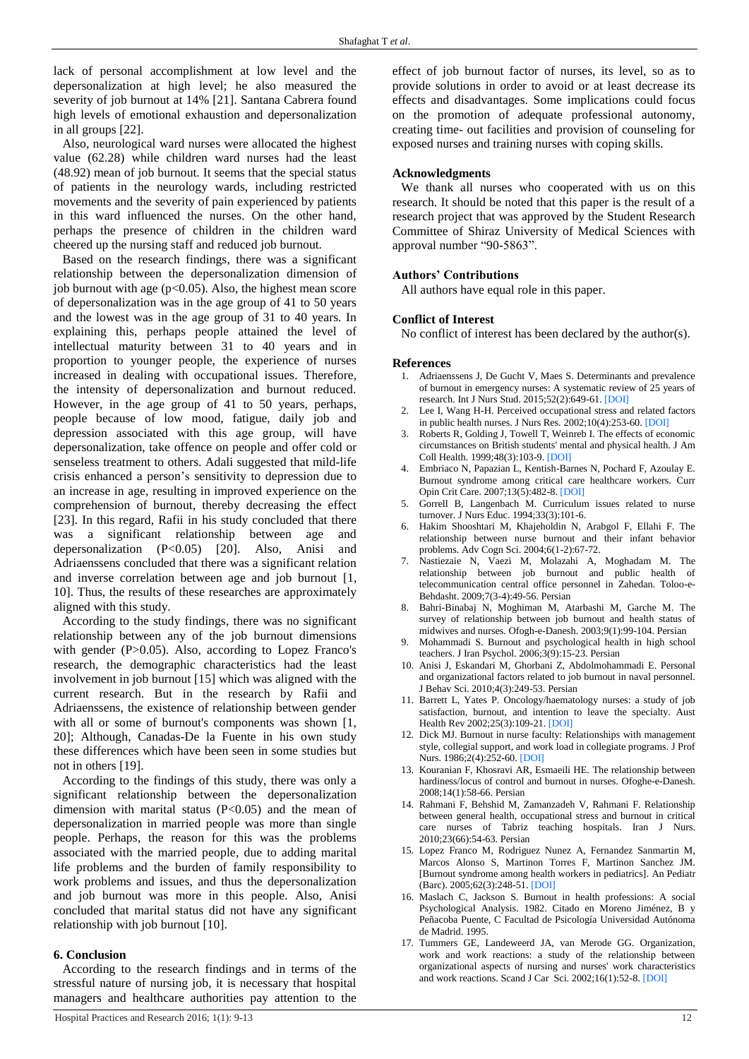lack of personal accomplishment at low level and the depersonalization at high level; he also measured the severity of job burnout at 14% [21]. Santana Cabrera found high levels of emotional exhaustion and depersonalization in all groups [22].

Also, neurological ward nurses were allocated the highest value (62.28) while children ward nurses had the least (48.92) mean of job burnout. It seems that the special status of patients in the neurology wards, including restricted movements and the severity of pain experienced by patients in this ward influenced the nurses. On the other hand, perhaps the presence of children in the children ward cheered up the nursing staff and reduced job burnout.

Based on the research findings, there was a significant relationship between the depersonalization dimension of job burnout with age ($p<0.05$). Also, the highest mean score of depersonalization was in the age group of 41 to 50 years and the lowest was in the age group of 31 to 40 years. In explaining this, perhaps people attained the level of intellectual maturity between 31 to 40 years and in proportion to younger people, the experience of nurses increased in dealing with occupational issues. Therefore, the intensity of depersonalization and burnout reduced. However, in the age group of 41 to 50 years, perhaps, people because of low mood, fatigue, daily job and depression associated with this age group, will have depersonalization, take offence on people and offer cold or senseless treatment to others. Adali suggested that mild-life crisis enhanced a person's sensitivity to depression due to an increase in age, resulting in improved experience on the comprehension of burnout, thereby decreasing the effect [23]. In this regard, Rafii in his study concluded that there was a significant relationship between age and depersonalization ($P<0.05$) [20]. Also, Anisi and Adriaenssens concluded that there was a significant relation and inverse correlation between age and job burnout [1, 10]. Thus, the results of these researches are approximately aligned with this study.

According to the study findings, there was no significant relationship between any of the job burnout dimensions with gender ($P>0.05$). Also, according to Lopez Franco's research, the demographic characteristics had the least involvement in job burnout [15] which was aligned with the current research. But in the research by Rafii and Adriaenssens, the existence of relationship between gender with all or some of burnout's components was shown [1, 20]; Although, Canadas-De la Fuente in his own study these differences which have been seen in some studies but not in others [19].

According to the findings of this study, there was only a significant relationship between the depersonalization dimension with marital status ($P<0.05$) and the mean of depersonalization in married people was more than single people. Perhaps, the reason for this was the problems associated with the married people, due to adding marital life problems and the burden of family responsibility to work problems and issues, and thus the depersonalization and job burnout was more in this people. Also, Anisi concluded that marital status did not have any significant relationship with job burnout [10].

## 6. Conclusion

According to the research findings and in terms of the stressful nature of nursing job, it is necessary that hospital managers and healthcare authorities pay attention to the effect of job burnout factor of nurses, its level, so as to provide solutions in order to avoid or at least decrease its effects and disadvantages. Some implications could focus on the promotion of adequate professional autonomy, creating time- out facilities and provision of counseling for exposed nurses and training nurses with coping skills.

## Acknowledgments

We thank all nurses who cooperated with us on this research. It should be noted that this paper is the result of a research project that was approved by the Student Research Committee of Shiraz University of Medical Sciences with approval number "90-5863".

## Authors' Contributions

All authors have equal role in this paper.

## Conflict of Interest

No conflict of interest has been declared by the author(s).

## References

1. Adriaenssens J, De Gucht V, Maes S. Determinants and prevalence of burnout in emergency nurses: A systematic review of 25 years of research. Int J Nurs Stud. 2015;52(2):649-61. [DOI]
2. Lee I, Wang H-H. Perceived occupational stress and related factors in public health nurses. J Nurs Res. 2002;10(4):253-60. [DOI]
3. Roberts R, Golding J, Towell T, Weinreb I. The effects of economic circumstances on British students' mental and physical health. J Am Coll Health. 1999;48(3):103-9. [DOI]
4. Embriaco N, Papazian L, Kentish-Barnes N, Pochard F, Azoulay E. Burnout syndrome among critical care healthcare workers. Curr Opin Crit Care. 2007;13(5):482-8. [DOI]
5. Gorrell B, Langenbach M. Curriculum issues related to nurse turnover. J Nurs Educ. 1994;33(3):101-6.
6. Hakim Shooshtari M, Khajeholdin N, Arabgol F, Ellahi F. The relationship between nurse burnout and their infant behavior problems. Adv Cogn Sci. 2004;6(1-2):67-72.
7. Nastiezaie N, Vaezi M, Molazahi A, Moghadam M. The relationship between job burnout and public health of telecommunication central office personnel in Zahedan. Toloo-e-Behdasht. 2009;7(3-4):49-56. Persian
8. Bahri-Binabaj N, Moghiman M, Atarbashi M, Garche M. The survey of relationship between job burnout and health status of midwives and nurses. Ofogh-e-Danesh. 2003;9(1):99-104. Persian
9. Mohammadi S. Burnout and psychological health in high school teachers. J Iran Psychol. 2006;3(9):15-23. Persian
10. Anisi J, Eskandari M, Ghorbani Z, Abdolmohammadi E. Personal and organizational factors related to job burnout in naval personnel. J Behav Sci. 2010;4(3):249-53. Persian
11. Barrett L, Yates P. Oncology/haematology nurses: a study of job satisfaction, burnout, and intention to leave the specialty. Aust Health Rev 2002;25(3):109-21. [DOI]
12. Dick MJ. Burnout in nurse faculty: Relationships with management style, collegial support, and work load in collegiate programs. J Prof Nurs. 1986;2(4):252-60. [DOI]
13. Kouranian F, Khosravi AR, Esmaeili HE. The relationship between hardiness/locus of control and burnout in nurses. Ofoghe-e-Danesh. 2008;14(1):58-66. Persian
14. Rahmani F, Behshid M, Zamanzadeh V, Rahmani F. Relationship between general health, occupational stress and burnout in critical care nurses of Tabriz teaching hospitals. Iran J Nurs. 2010;23(66):54-63. Persian
15. Lopez Franco M, Rodriguez Nunez A, Fernandez Sanmartin M, Marcos Alonso S, Martinon Torres F, Martinon Sanchez JM. [Burnout syndrome among health workers in pediatrics]. An Pediatr (Barc). 2005;62(3):248-51. [DOI]
16. Maslach C, Jackson S. Burnout in health professions: A social Psychological Analysis. 1982. Citado en Moreno Jiménez, B y Peñacoba Puente, C Facultad de Psicología Universidad Autónoma de Madrid. 1995.
17. Tummers GE, Landeweerd JA, van Merode GG. Organization, work and work reactions: a study of the relationship between organizational aspects of nursing and nurses' work characteristics and work reactions. Scand J Car Sci. 2002;16(1):52-8. [DOI]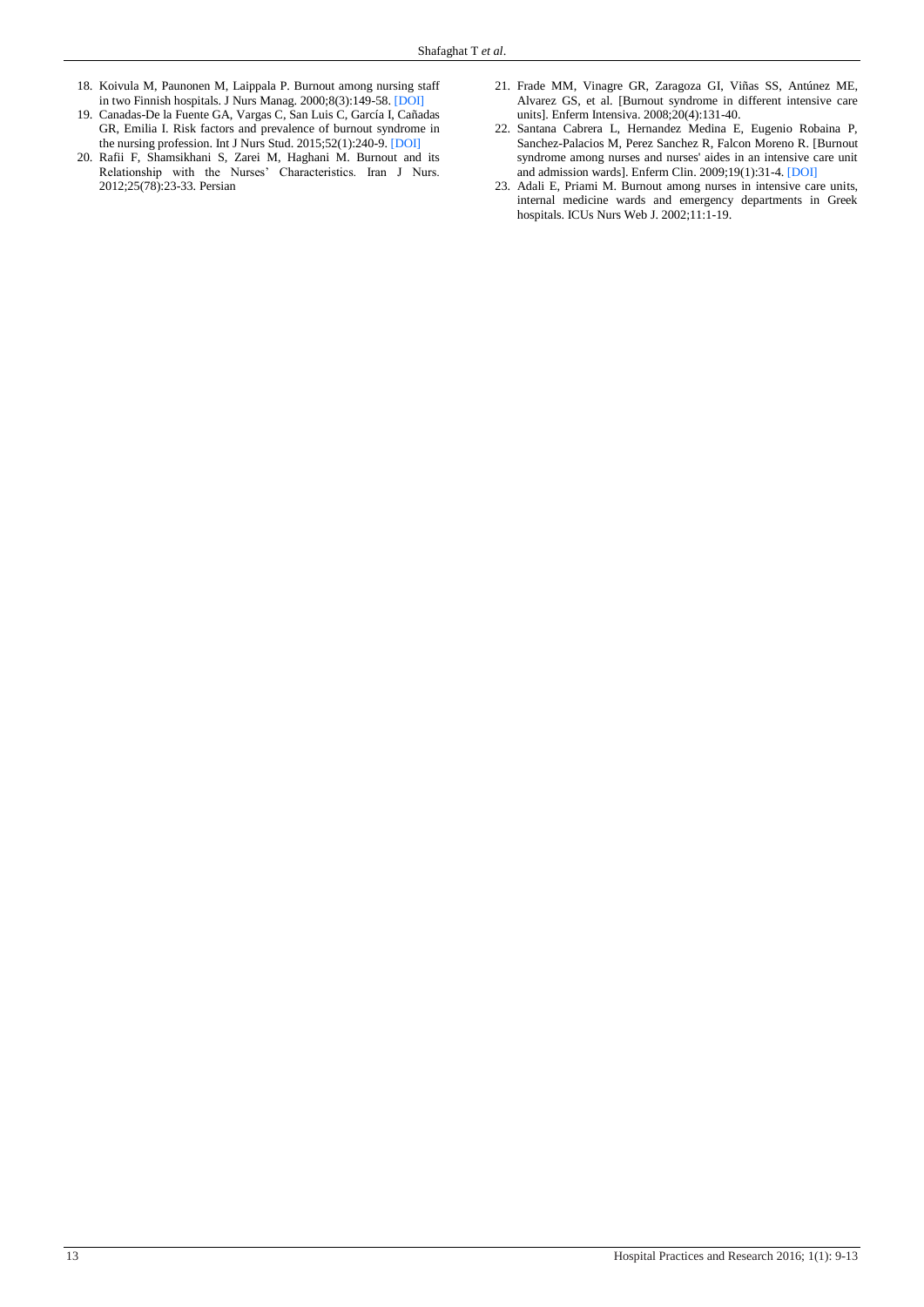18. Koivula M, Paunonen M, Laippala P. Burnout among nursing staff in two Finnish hospitals. J Nurs Manag. 2000;8(3):149-58. [DOI]
19. Canadas-De la Fuente GA, Vargas C, San Luis C, García I, Cañadas GR, Emilia I. Risk factors and prevalence of burnout syndrome in the nursing profession. Int J Nurs Stud. 2015;52(1):240-9. [DOI]
20. Rafii F, Shamsikhani S, Zarei M, Haghani M. Burnout and its Relationship with the Nurses' Characteristics. Iran J Nurs. 2012;25(78):23-33. Persian
21. Frade MM, Vinagre GR, Zaragoza GI, Viñas SS, Antúnez ME, Alvarez GS, et al. [Burnout syndrome in different intensive care units]. Enferm Intensiva. 2008;20(4):131-40.
22. Santana Cabrera L, Hernandez Medina E, Eugenio Robaina P, Sanchez-Palacios M, Perez Sanchez R, Falcon Moreno R. [Burnout syndrome among nurses and nurses' aides in an intensive care unit and admission wards]. Enferm Clin. 2009;19(1):31-4. [DOI]
23. Adali E, Priami M. Burnout among nurses in intensive care units, internal medicine wards and emergency departments in Greek hospitals. ICUs Nurs Web J. 2002;11:1-19.